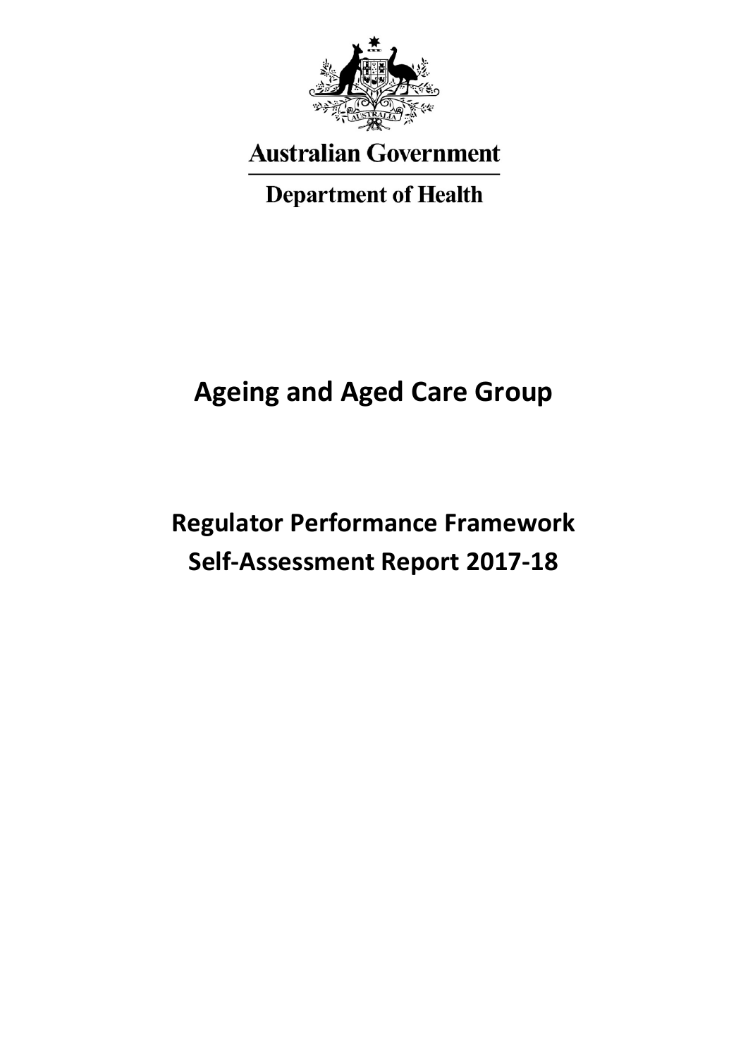Australian Government

Department of Health

# Ageing and Aged Care Group

# Regulator Performance Framework Self-Assessment Report 2017-18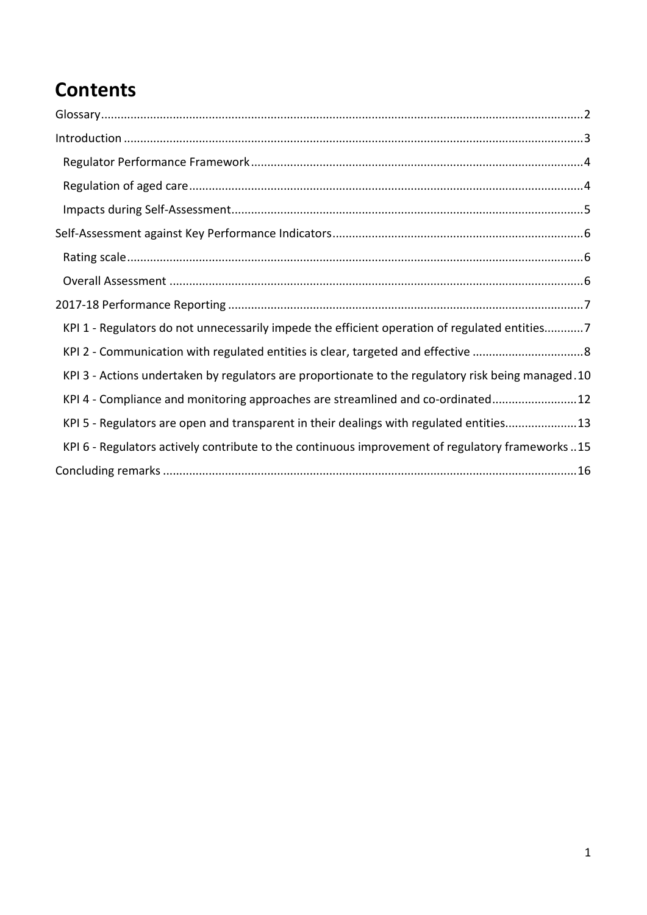# Contents

Glossary....................................................................................................................................2
Introduction ..............................................................................................................................3
- Regulator Performance Framework.....................................................................................4
- Regulation of aged care........................................................................................................4
- Impacts during Self-Assessment...........................................................................................5

Self-Assessment against Key Performance Indicators.............................................................6
- Rating scale...........................................................................................................................6
- Overall Assessment ..............................................................................................................6

2017-18 Performance Reporting ..............................................................................................7
- KPI 1 - Regulators do not unnecessarily impede the efficient operation of regulated entities............7
- KPI 2 - Communication with regulated entities is clear, targeted and effective ..................................8
- KPI 3 - Actions undertaken by regulators are proportionate to the regulatory risk being managed.10
- KPI 4 - Compliance and monitoring approaches are streamlined and co-ordinated..........................12
- KPI 5 - Regulators are open and transparent in their dealings with regulated entities......................13
- KPI 6 - Regulators actively contribute to the continuous improvement of regulatory frameworks ..15

Concluding remarks ................................................................................................................16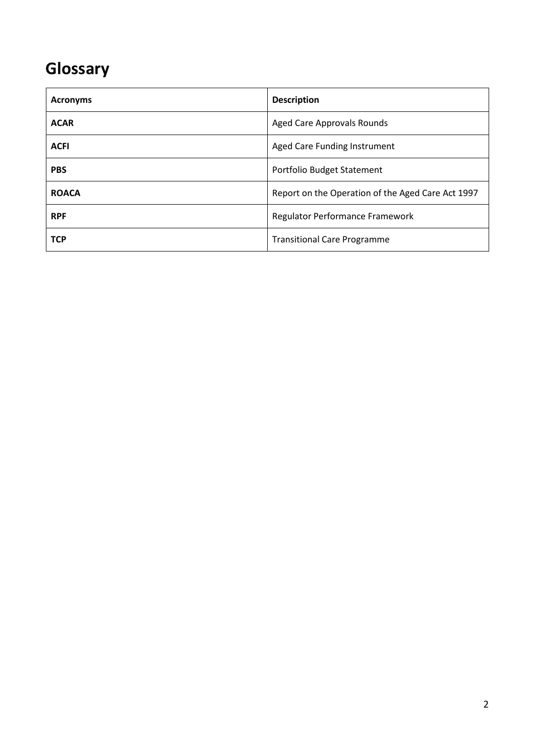# Glossary

| **Acronyms** | **Description** |
| --- | --- |
| **ACAR** | Aged Care Approvals Rounds |
| **ACFI** | Aged Care Funding Instrument |
| **PBS** | Portfolio Budget Statement |
| **ROACA** | Report on the Operation of the Aged Care Act 1997 |
| **RPF** | Regulator Performance Framework |
| **TCP** | Transitional Care Programme |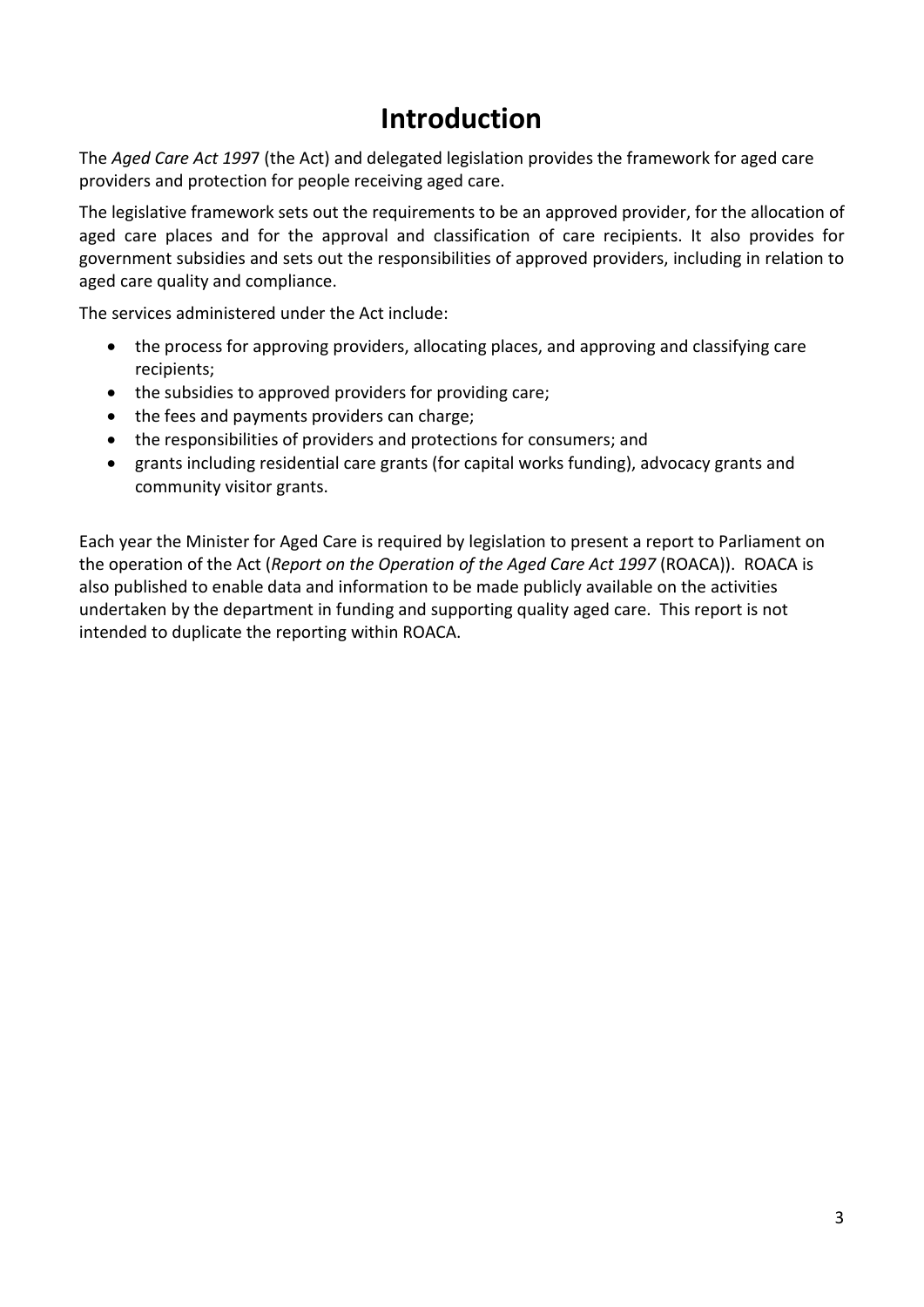# Introduction

The *Aged Care Act 1997* (the Act) and delegated legislation provides the framework for aged care providers and protection for people receiving aged care.

The legislative framework sets out the requirements to be an approved provider, for the allocation of aged care places and for the approval and classification of care recipients. It also provides for government subsidies and sets out the responsibilities of approved providers, including in relation to aged care quality and compliance.

The services administered under the Act include:

- the process for approving providers, allocating places, and approving and classifying care recipients;
- the subsidies to approved providers for providing care;
- the fees and payments providers can charge;
- the responsibilities of providers and protections for consumers; and
- grants including residential care grants (for capital works funding), advocacy grants and community visitor grants.

Each year the Minister for Aged Care is required by legislation to present a report to Parliament on the operation of the Act (*Report on the Operation of the Aged Care Act 1997* (ROACA)). ROACA is also published to enable data and information to be made publicly available on the activities undertaken by the department in funding and supporting quality aged care. This report is not intended to duplicate the reporting within ROACA.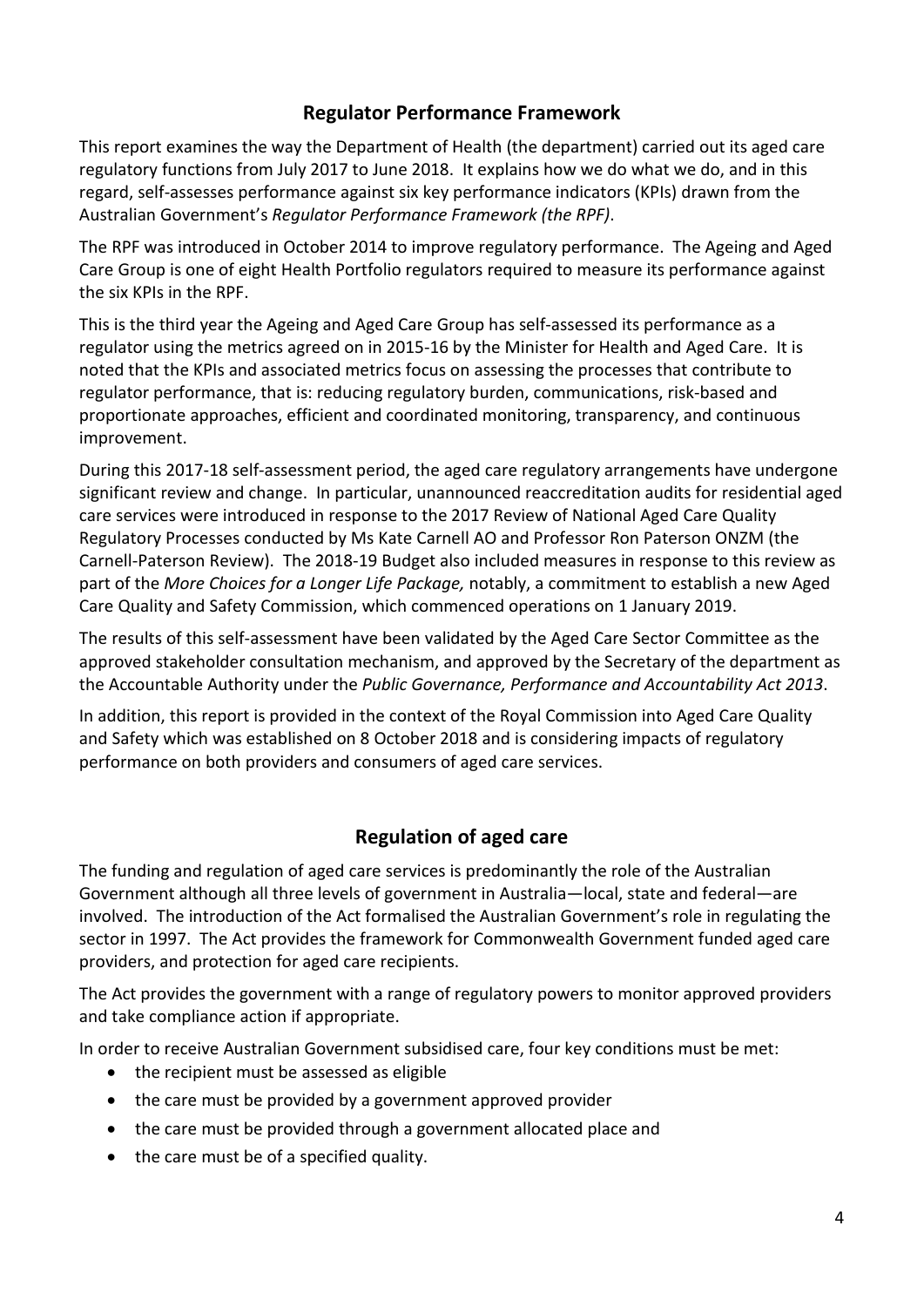## Regulator Performance Framework

This report examines the way the Department of Health (the department) carried out its aged care regulatory functions from July 2017 to June 2018. It explains how we do what we do, and in this regard, self-assesses performance against six key performance indicators (KPIs) drawn from the Australian Government's *Regulator Performance Framework (the RPF)*.

The RPF was introduced in October 2014 to improve regulatory performance. The Ageing and Aged Care Group is one of eight Health Portfolio regulators required to measure its performance against the six KPIs in the RPF.

This is the third year the Ageing and Aged Care Group has self-assessed its performance as a regulator using the metrics agreed on in 2015-16 by the Minister for Health and Aged Care. It is noted that the KPIs and associated metrics focus on assessing the processes that contribute to regulator performance, that is: reducing regulatory burden, communications, risk-based and proportionate approaches, efficient and coordinated monitoring, transparency, and continuous improvement.

During this 2017-18 self-assessment period, the aged care regulatory arrangements have undergone significant review and change. In particular, unannounced reaccreditation audits for residential aged care services were introduced in response to the 2017 Review of National Aged Care Quality Regulatory Processes conducted by Ms Kate Carnell AO and Professor Ron Paterson ONZM (the Carnell-Paterson Review). The 2018-19 Budget also included measures in response to this review as part of the *More Choices for a Longer Life Package,* notably, a commitment to establish a new Aged Care Quality and Safety Commission, which commenced operations on 1 January 2019.

The results of this self-assessment have been validated by the Aged Care Sector Committee as the approved stakeholder consultation mechanism, and approved by the Secretary of the department as the Accountable Authority under the *Public Governance, Performance and Accountability Act 2013*.

In addition, this report is provided in the context of the Royal Commission into Aged Care Quality and Safety which was established on 8 October 2018 and is considering impacts of regulatory performance on both providers and consumers of aged care services.

## Regulation of aged care

The funding and regulation of aged care services is predominantly the role of the Australian Government although all three levels of government in Australia—local, state and federal—are involved. The introduction of the Act formalised the Australian Government's role in regulating the sector in 1997. The Act provides the framework for Commonwealth Government funded aged care providers, and protection for aged care recipients.

The Act provides the government with a range of regulatory powers to monitor approved providers and take compliance action if appropriate.

In order to receive Australian Government subsidised care, four key conditions must be met:

- the recipient must be assessed as eligible
- the care must be provided by a government approved provider
- the care must be provided through a government allocated place and
- the care must be of a specified quality.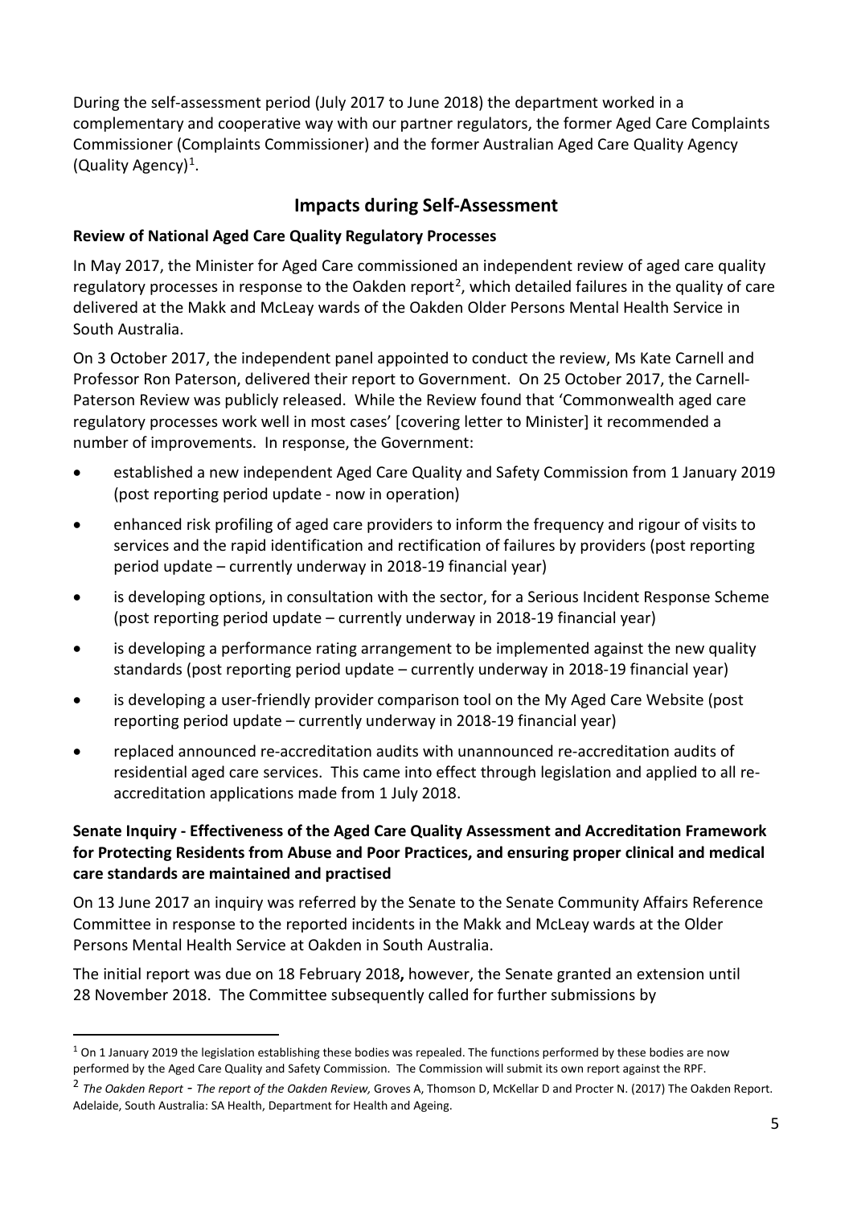During the self-assessment period (July 2017 to June 2018) the department worked in a complementary and cooperative way with our partner regulators, the former Aged Care Complaints Commissioner (Complaints Commissioner) and the former Australian Aged Care Quality Agency (Quality Agency)[1].

## Impacts during Self-Assessment

### Review of National Aged Care Quality Regulatory Processes

In May 2017, the Minister for Aged Care commissioned an independent review of aged care quality regulatory processes in response to the Oakden report[2], which detailed failures in the quality of care delivered at the Makk and McLeay wards of the Oakden Older Persons Mental Health Service in South Australia.

On 3 October 2017, the independent panel appointed to conduct the review, Ms Kate Carnell and Professor Ron Paterson, delivered their report to Government. On 25 October 2017, the Carnell-Paterson Review was publicly released. While the Review found that 'Commonwealth aged care regulatory processes work well in most cases' [covering letter to Minister] it recommended a number of improvements. In response, the Government:

- established a new independent Aged Care Quality and Safety Commission from 1 January 2019 (post reporting period update - now in operation)
- enhanced risk profiling of aged care providers to inform the frequency and rigour of visits to services and the rapid identification and rectification of failures by providers (post reporting period update – currently underway in 2018-19 financial year)
- is developing options, in consultation with the sector, for a Serious Incident Response Scheme (post reporting period update – currently underway in 2018-19 financial year)
- is developing a performance rating arrangement to be implemented against the new quality standards (post reporting period update – currently underway in 2018-19 financial year)
- is developing a user-friendly provider comparison tool on the My Aged Care Website (post reporting period update – currently underway in 2018-19 financial year)
- replaced announced re-accreditation audits with unannounced re-accreditation audits of residential aged care services. This came into effect through legislation and applied to all re-accreditation applications made from 1 July 2018.

### Senate Inquiry - Effectiveness of the Aged Care Quality Assessment and Accreditation Framework for Protecting Residents from Abuse and Poor Practices, and ensuring proper clinical and medical care standards are maintained and practised

On 13 June 2017 an inquiry was referred by the Senate to the Senate Community Affairs Reference Committee in response to the reported incidents in the Makk and McLeay wards at the Older Persons Mental Health Service at Oakden in South Australia.

The initial report was due on 18 February 2018**,** however, the Senate granted an extension until 28 November 2018. The Committee subsequently called for further submissions by

---

[1] On 1 January 2019 the legislation establishing these bodies was repealed. The functions performed by these bodies are now performed by the Aged Care Quality and Safety Commission. The Commission will submit its own report against the RPF.

[2] *The Oakden Report - The report of the Oakden Review,* Groves A, Thomson D, McKellar D and Procter N. (2017) The Oakden Report. Adelaide, South Australia: SA Health, Department for Health and Ageing.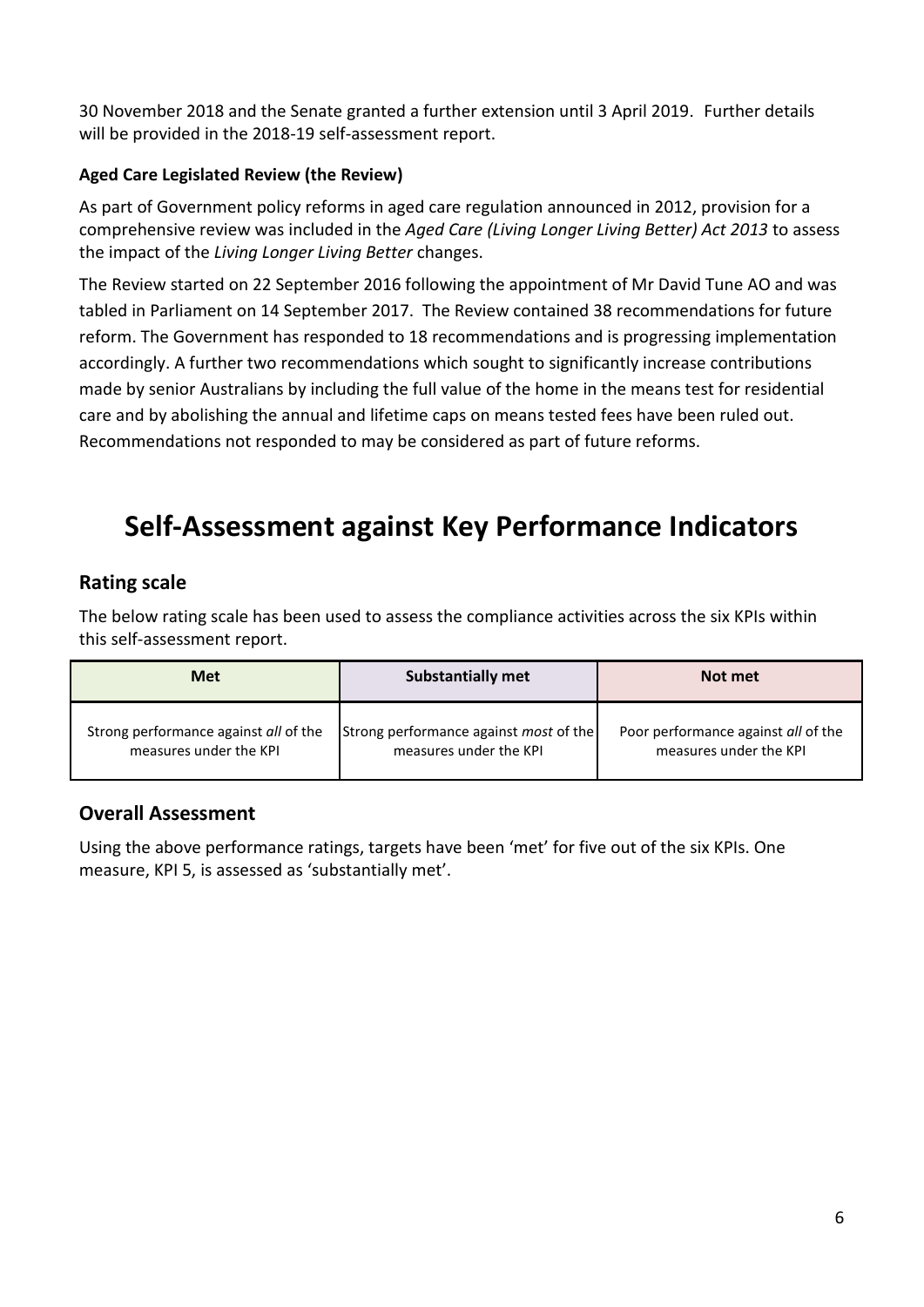30 November 2018 and the Senate granted a further extension until 3 April 2019. Further details will be provided in the 2018-19 self-assessment report.

**Aged Care Legislated Review (the Review)**

As part of Government policy reforms in aged care regulation announced in 2012, provision for a comprehensive review was included in the *Aged Care (Living Longer Living Better) Act 2013* to assess the impact of the *Living Longer Living Better* changes.

The Review started on 22 September 2016 following the appointment of Mr David Tune AO and was tabled in Parliament on 14 September 2017. The Review contained 38 recommendations for future reform. The Government has responded to 18 recommendations and is progressing implementation accordingly. A further two recommendations which sought to significantly increase contributions made by senior Australians by including the full value of the home in the means test for residential care and by abolishing the annual and lifetime caps on means tested fees have been ruled out. Recommendations not responded to may be considered as part of future reforms.

# Self-Assessment against Key Performance Indicators

## Rating scale

The below rating scale has been used to assess the compliance activities across the six KPIs within this self-assessment report.

| Met | Substantially met | Not met |
|---|---|---|
| Strong performance against *all* of the measures under the KPI | Strong performance against *most* of the measures under the KPI | Poor performance against *all* of the measures under the KPI |

## Overall Assessment

Using the above performance ratings, targets have been 'met' for five out of the six KPIs. One measure, KPI 5, is assessed as 'substantially met'.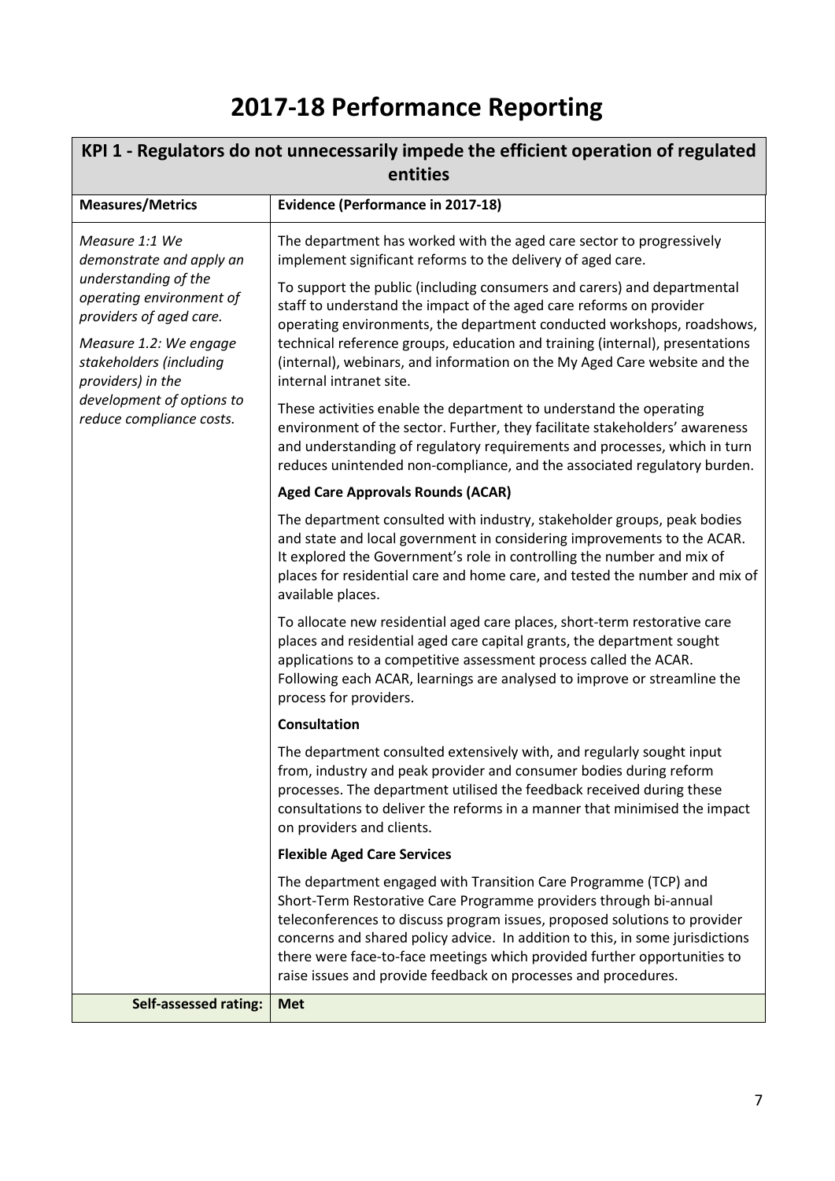# 2017-18 Performance Reporting

| KPI 1 - Regulators do not unnecessarily impede the efficient operation of regulated entities | |
|---|---|
| **Measures/Metrics** | **Evidence (Performance in 2017-18)** |
| *Measure 1:1 We demonstrate and apply an understanding of the operating environment of providers of aged care.*<br><br>*Measure 1.2: We engage stakeholders (including providers) in the development of options to reduce compliance costs.* | The department has worked with the aged care sector to progressively implement significant reforms to the delivery of aged care.<br><br>To support the public (including consumers and carers) and departmental staff to understand the impact of the aged care reforms on provider operating environments, the department conducted workshops, roadshows, technical reference groups, education and training (internal), presentations (internal), webinars, and information on the My Aged Care website and the internal intranet site.<br><br>These activities enable the department to understand the operating environment of the sector. Further, they facilitate stakeholders' awareness and understanding of regulatory requirements and processes, which in turn reduces unintended non-compliance, and the associated regulatory burden.<br><br>**Aged Care Approvals Rounds (ACAR)**<br><br>The department consulted with industry, stakeholder groups, peak bodies and state and local government in considering improvements to the ACAR. It explored the Government's role in controlling the number and mix of places for residential care and home care, and tested the number and mix of available places.<br><br>To allocate new residential aged care places, short-term restorative care places and residential aged care capital grants, the department sought applications to a competitive assessment process called the ACAR. Following each ACAR, learnings are analysed to improve or streamline the process for providers.<br><br>**Consultation**<br><br>The department consulted extensively with, and regularly sought input from, industry and peak provider and consumer bodies during reform processes. The department utilised the feedback received during these consultations to deliver the reforms in a manner that minimised the impact on providers and clients.<br><br>**Flexible Aged Care Services**<br><br>The department engaged with Transition Care Programme (TCP) and Short-Term Restorative Care Programme providers through bi-annual teleconferences to discuss program issues, proposed solutions to provider concerns and shared policy advice. In addition to this, in some jurisdictions there were face-to-face meetings which provided further opportunities to raise issues and provide feedback on processes and procedures. |
| **Self-assessed rating:** | **Met** |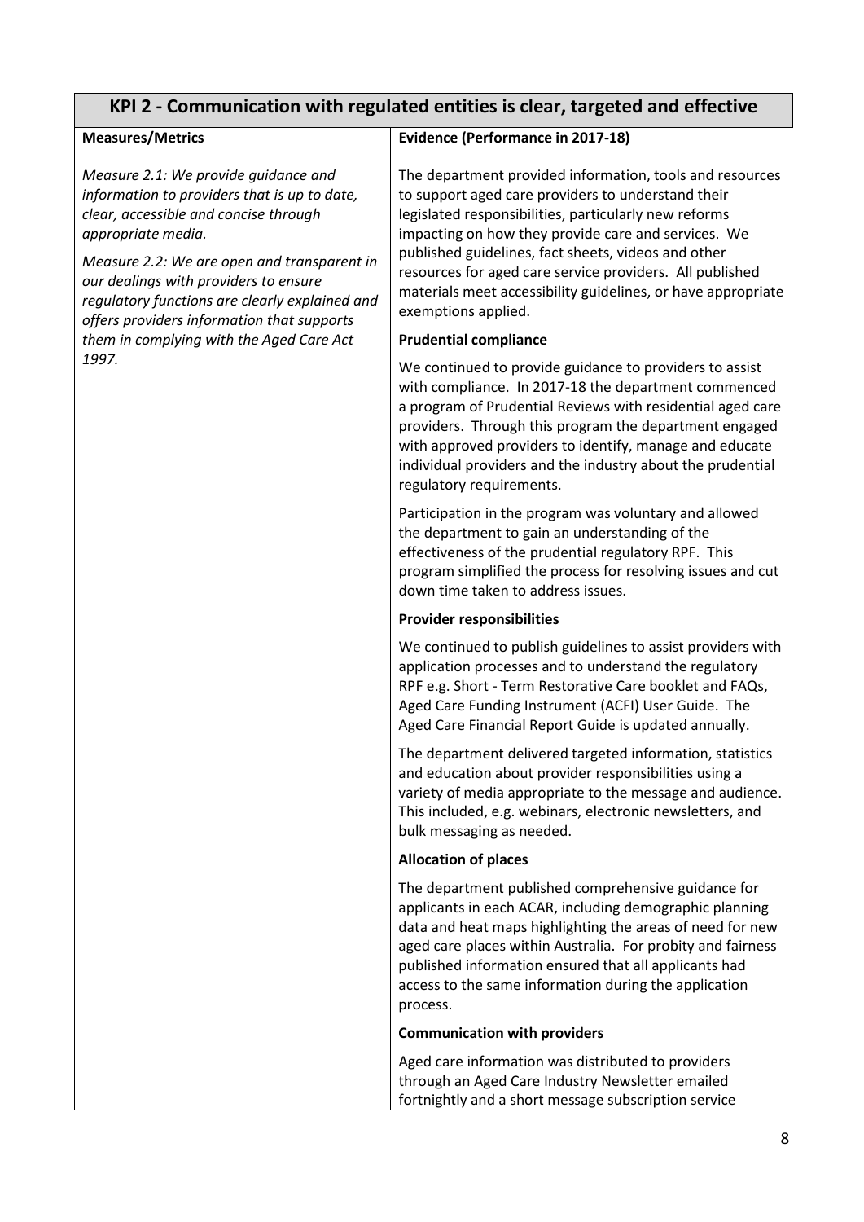| KPI 2 - Communication with regulated entities is clear, targeted and effective | |
|---|---|
| **Measures/Metrics** | **Evidence (Performance in 2017-18)** |
| *Measure 2.1: We provide guidance and information to providers that is up to date, clear, accessible and concise through appropriate media.*<br><br>*Measure 2.2: We are open and transparent in our dealings with providers to ensure regulatory functions are clearly explained and offers providers information that supports them in complying with the Aged Care Act 1997.* | The department provided information, tools and resources to support aged care providers to understand their legislated responsibilities, particularly new reforms impacting on how they provide care and services. We published guidelines, fact sheets, videos and other resources for aged care service providers. All published materials meet accessibility guidelines, or have appropriate exemptions applied.<br><br>**Prudential compliance**<br><br>We continued to provide guidance to providers to assist with compliance. In 2017-18 the department commenced a program of Prudential Reviews with residential aged care providers. Through this program the department engaged with approved providers to identify, manage and educate individual providers and the industry about the prudential regulatory requirements.<br><br>Participation in the program was voluntary and allowed the department to gain an understanding of the effectiveness of the prudential regulatory RPF. This program simplified the process for resolving issues and cut down time taken to address issues.<br><br>**Provider responsibilities**<br><br>We continued to publish guidelines to assist providers with application processes and to understand the regulatory RPF e.g. Short - Term Restorative Care booklet and FAQs, Aged Care Funding Instrument (ACFI) User Guide. The Aged Care Financial Report Guide is updated annually.<br><br>The department delivered targeted information, statistics and education about provider responsibilities using a variety of media appropriate to the message and audience. This included, e.g. webinars, electronic newsletters, and bulk messaging as needed.<br><br>**Allocation of places**<br><br>The department published comprehensive guidance for applicants in each ACAR, including demographic planning data and heat maps highlighting the areas of need for new aged care places within Australia. For probity and fairness published information ensured that all applicants had access to the same information during the application process.<br><br>**Communication with providers**<br><br>Aged care information was distributed to providers through an Aged Care Industry Newsletter emailed fortnightly and a short message subscription service |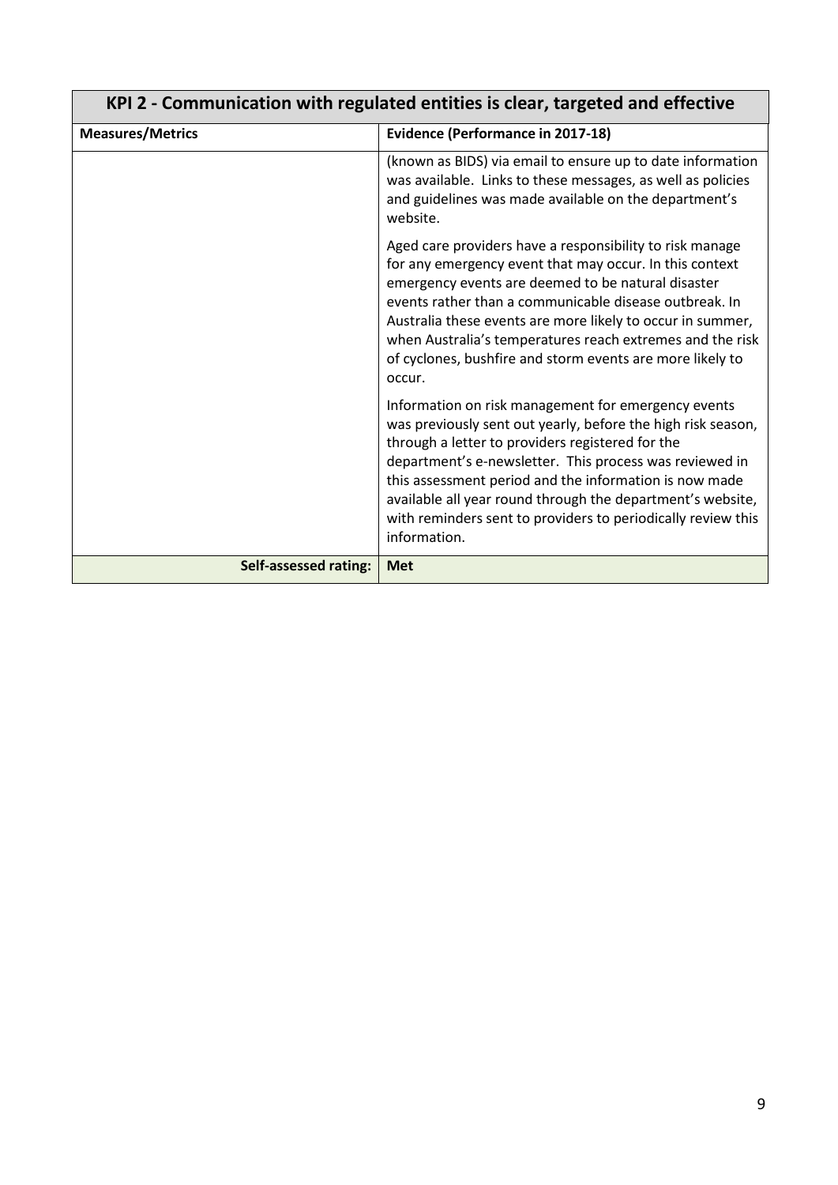| KPI 2 - Communication with regulated entities is clear, targeted and effective | |
|---|---|
| **Measures/Metrics** | **Evidence (Performance in 2017-18)** |
| | (known as BIDS) via email to ensure up to date information was available. Links to these messages, as well as policies and guidelines was made available on the department's website.<br><br>Aged care providers have a responsibility to risk manage for any emergency event that may occur. In this context emergency events are deemed to be natural disaster events rather than a communicable disease outbreak. In Australia these events are more likely to occur in summer, when Australia's temperatures reach extremes and the risk of cyclones, bushfire and storm events are more likely to occur.<br><br>Information on risk management for emergency events was previously sent out yearly, before the high risk season, through a letter to providers registered for the department's e-newsletter. This process was reviewed in this assessment period and the information is now made available all year round through the department's website, with reminders sent to providers to periodically review this information. |
| **Self-assessed rating:** | **Met** |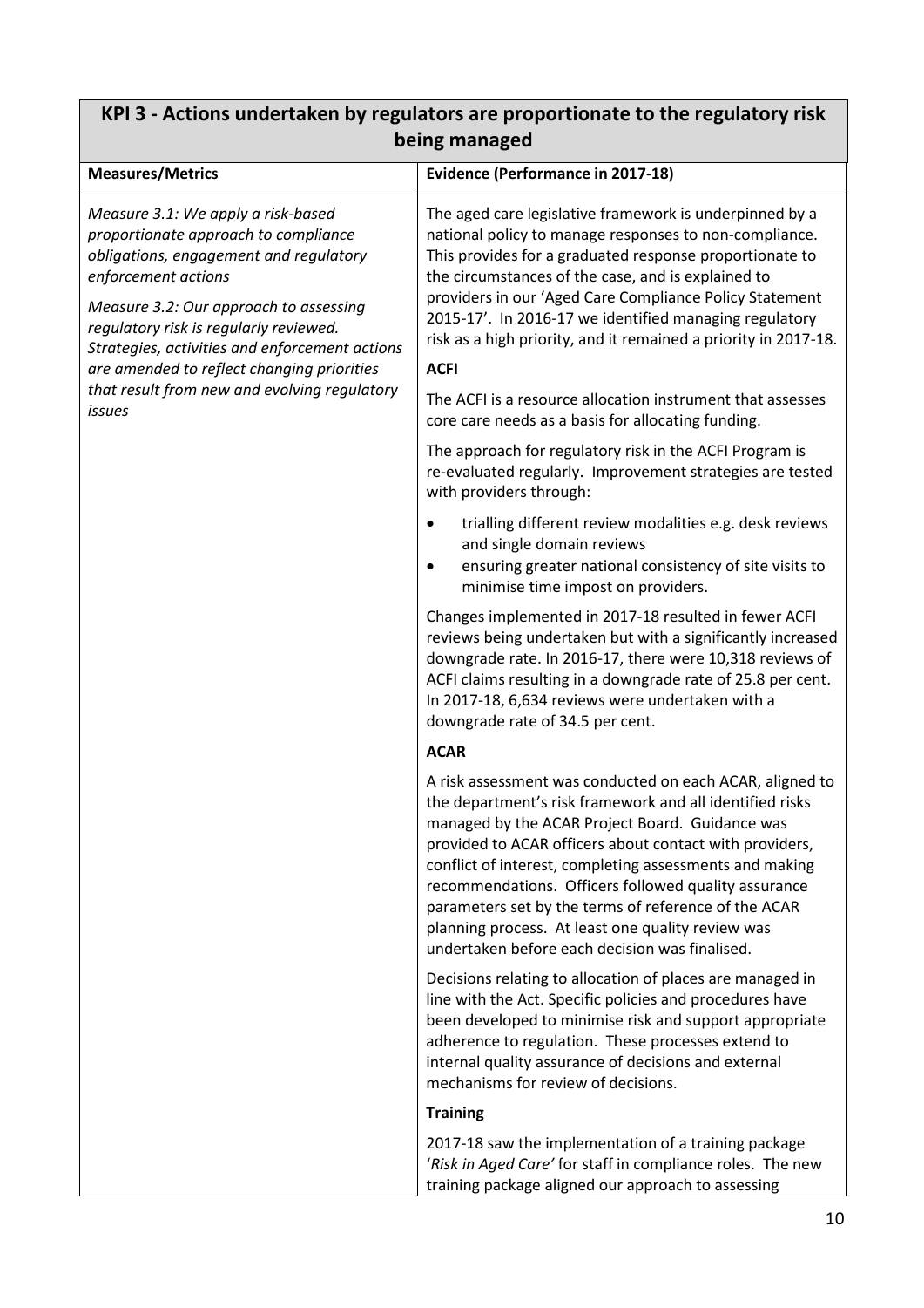## KPI 3 - Actions undertaken by regulators are proportionate to the regulatory risk being managed

| Measures/Metrics | Evidence (Performance in 2017-18) |
|---|---|
| *Measure 3.1: We apply a risk-based proportionate approach to compliance obligations, engagement and regulatory enforcement actions*<br><br>*Measure 3.2: Our approach to assessing regulatory risk is regularly reviewed. Strategies, activities and enforcement actions are amended to reflect changing priorities that result from new and evolving regulatory issues* | The aged care legislative framework is underpinned by a national policy to manage responses to non-compliance. This provides for a graduated response proportionate to the circumstances of the case, and is explained to providers in our 'Aged Care Compliance Policy Statement 2015-17'. In 2016-17 we identified managing regulatory risk as a high priority, and it remained a priority in 2017-18.<br><br>**ACFI**<br><br>The ACFI is a resource allocation instrument that assesses core care needs as a basis for allocating funding.<br><br>The approach for regulatory risk in the ACFI Program is re-evaluated regularly. Improvement strategies are tested with providers through:<br><br>• trialling different review modalities e.g. desk reviews and single domain reviews<br>• ensuring greater national consistency of site visits to minimise time impost on providers.<br><br>Changes implemented in 2017-18 resulted in fewer ACFI reviews being undertaken but with a significantly increased downgrade rate. In 2016-17, there were 10,318 reviews of ACFI claims resulting in a downgrade rate of 25.8 per cent. In 2017-18, 6,634 reviews were undertaken with a downgrade rate of 34.5 per cent.<br><br>**ACAR**<br><br>A risk assessment was conducted on each ACAR, aligned to the department's risk framework and all identified risks managed by the ACAR Project Board. Guidance was provided to ACAR officers about contact with providers, conflict of interest, completing assessments and making recommendations. Officers followed quality assurance parameters set by the terms of reference of the ACAR planning process. At least one quality review was undertaken before each decision was finalised.<br><br>Decisions relating to allocation of places are managed in line with the Act. Specific policies and procedures have been developed to minimise risk and support appropriate adherence to regulation. These processes extend to internal quality assurance of decisions and external mechanisms for review of decisions.<br><br>**Training**<br><br>2017-18 saw the implementation of a training package '*Risk in Aged Care'* for staff in compliance roles. The new training package aligned our approach to assessing |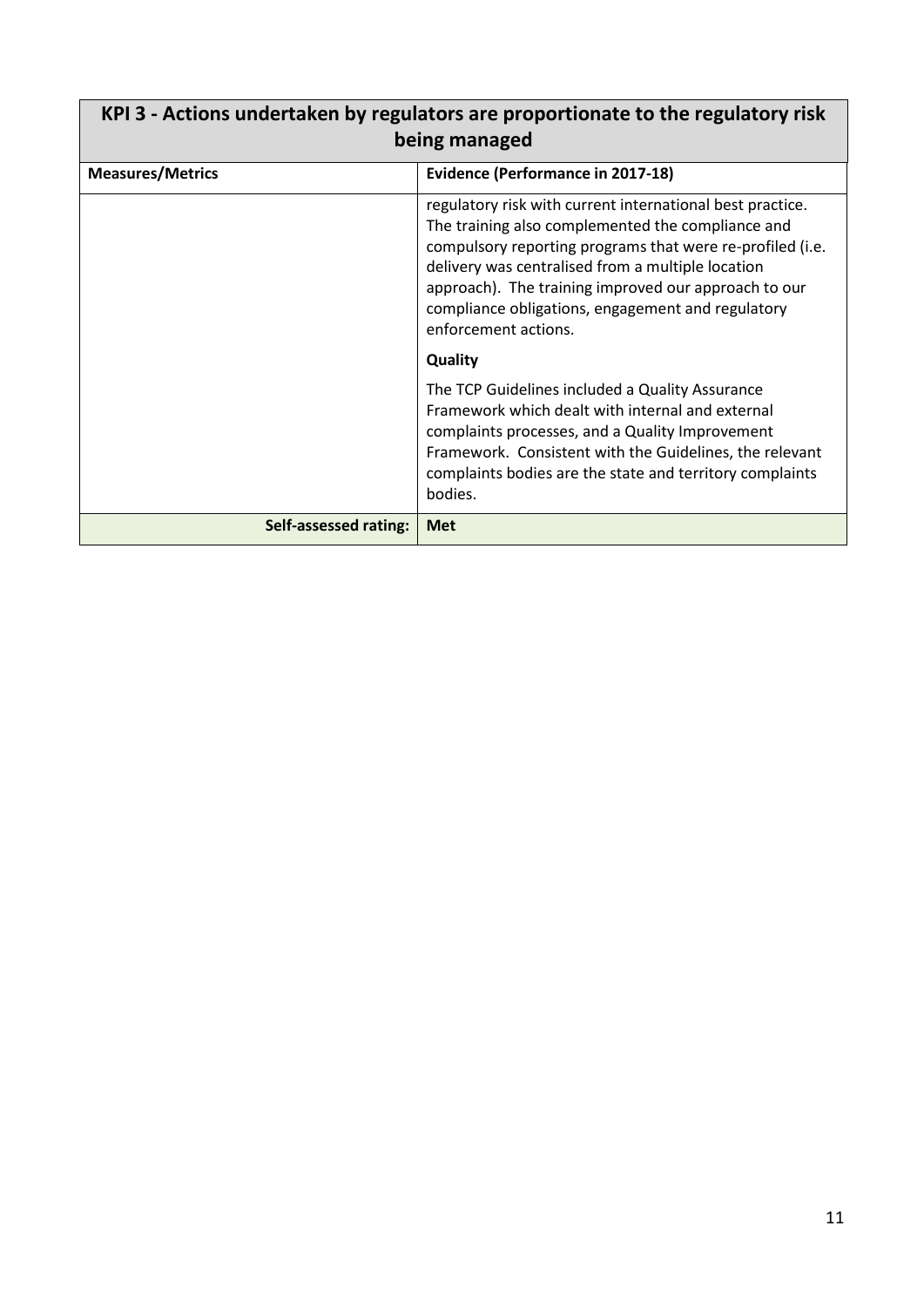| KPI 3 - Actions undertaken by regulators are proportionate to the regulatory risk being managed | |
|---|---|
| **Measures/Metrics** | **Evidence (Performance in 2017-18)** |
| | regulatory risk with current international best practice. The training also complemented the compliance and compulsory reporting programs that were re-profiled (i.e. delivery was centralised from a multiple location approach). The training improved our approach to our compliance obligations, engagement and regulatory enforcement actions.<br><br>**Quality**<br><br>The TCP Guidelines included a Quality Assurance Framework which dealt with internal and external complaints processes, and a Quality Improvement Framework. Consistent with the Guidelines, the relevant complaints bodies are the state and territory complaints bodies. |
| **Self-assessed rating:** | **Met** |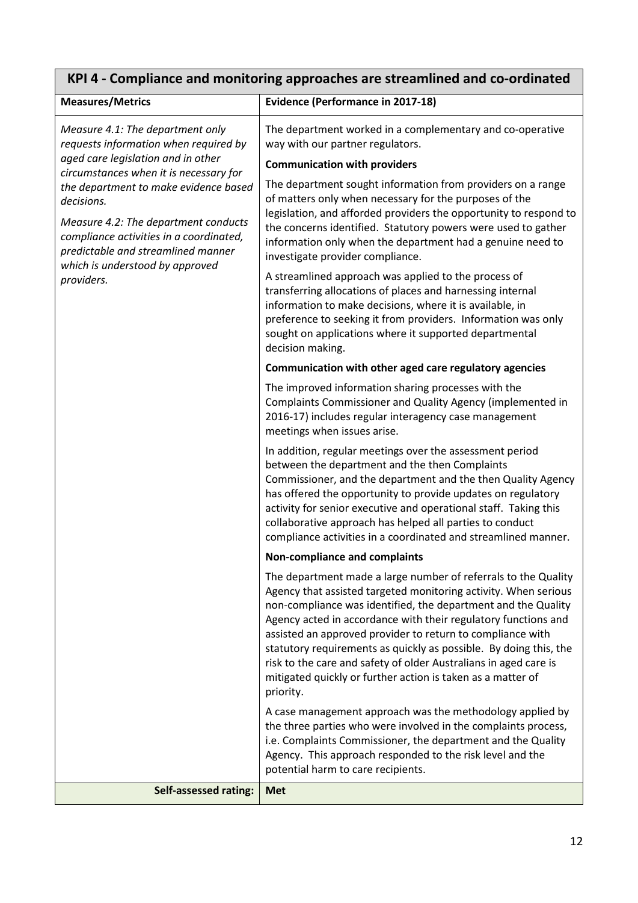## KPI 4 - Compliance and monitoring approaches are streamlined and co-ordinated

| Measures/Metrics | Evidence (Performance in 2017-18) |
|---|---|
| *Measure 4.1: The department only requests information when required by aged care legislation and in other circumstances when it is necessary for the department to make evidence based decisions.*<br><br>*Measure 4.2: The department conducts compliance activities in a coordinated, predictable and streamlined manner which is understood by approved providers.* | The department worked in a complementary and co-operative way with our partner regulators.<br><br>**Communication with providers**<br><br>The department sought information from providers on a range of matters only when necessary for the purposes of the legislation, and afforded providers the opportunity to respond to the concerns identified. Statutory powers were used to gather information only when the department had a genuine need to investigate provider compliance.<br><br>A streamlined approach was applied to the process of transferring allocations of places and harnessing internal information to make decisions, where it is available, in preference to seeking it from providers. Information was only sought on applications where it supported departmental decision making.<br><br>**Communication with other aged care regulatory agencies**<br><br>The improved information sharing processes with the Complaints Commissioner and Quality Agency (implemented in 2016-17) includes regular interagency case management meetings when issues arise.<br><br>In addition, regular meetings over the assessment period between the department and the then Complaints Commissioner, and the department and the then Quality Agency has offered the opportunity to provide updates on regulatory activity for senior executive and operational staff. Taking this collaborative approach has helped all parties to conduct compliance activities in a coordinated and streamlined manner.<br><br>**Non-compliance and complaints**<br><br>The department made a large number of referrals to the Quality Agency that assisted targeted monitoring activity. When serious non-compliance was identified, the department and the Quality Agency acted in accordance with their regulatory functions and assisted an approved provider to return to compliance with statutory requirements as quickly as possible. By doing this, the risk to the care and safety of older Australians in aged care is mitigated quickly or further action is taken as a matter of priority.<br><br>A case management approach was the methodology applied by the three parties who were involved in the complaints process, i.e. Complaints Commissioner, the department and the Quality Agency. This approach responded to the risk level and the potential harm to care recipients. |
| **Self-assessed rating:** | **Met** |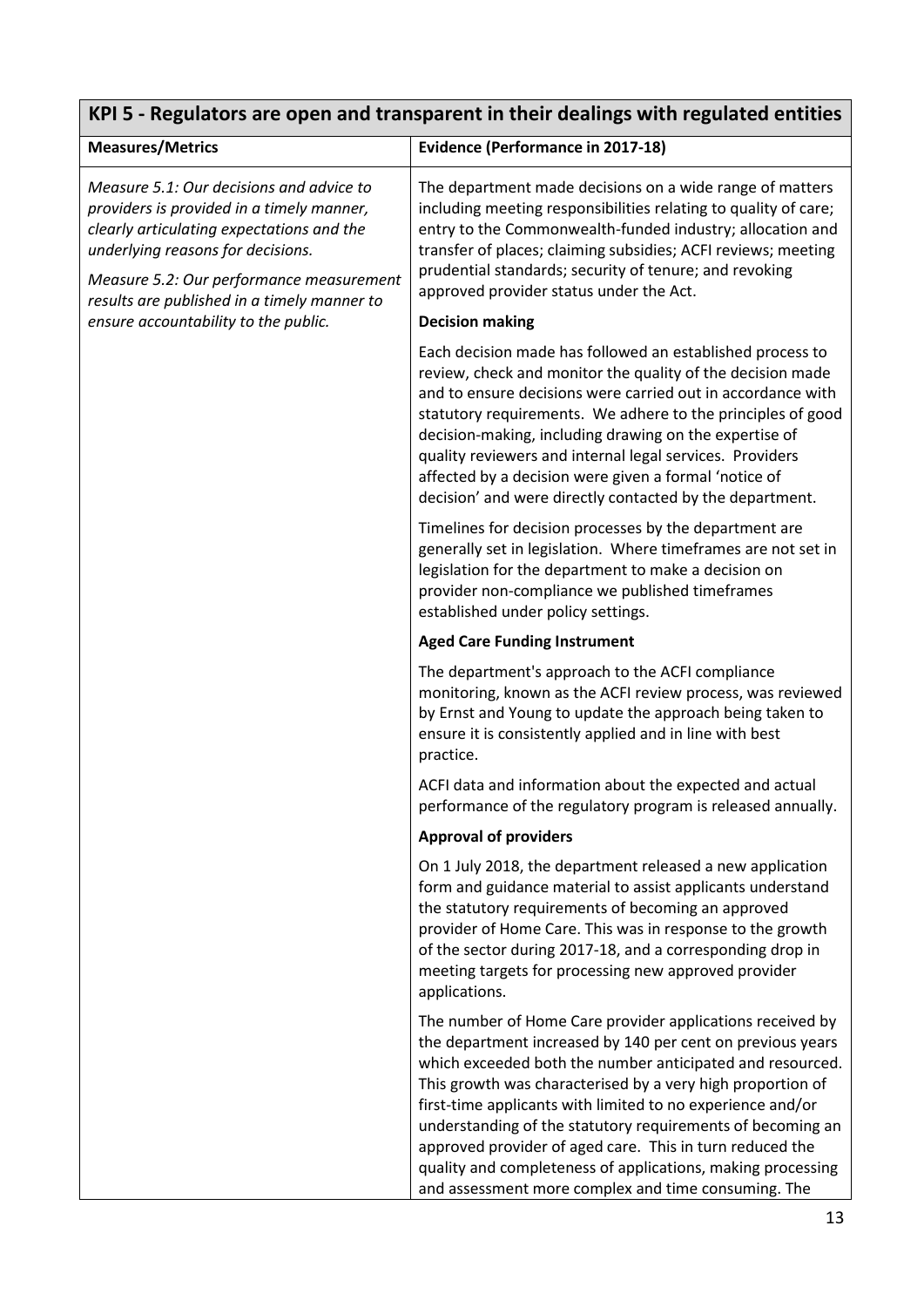## KPI 5 - Regulators are open and transparent in their dealings with regulated entities

| Measures/Metrics | Evidence (Performance in 2017-18) |
|---|---|
| *Measure 5.1: Our decisions and advice to providers is provided in a timely manner, clearly articulating expectations and the underlying reasons for decisions.*<br><br>*Measure 5.2: Our performance measurement results are published in a timely manner to ensure accountability to the public.* | The department made decisions on a wide range of matters including meeting responsibilities relating to quality of care; entry to the Commonwealth-funded industry; allocation and transfer of places; claiming subsidies; ACFI reviews; meeting prudential standards; security of tenure; and revoking approved provider status under the Act.<br><br>**Decision making**<br><br>Each decision made has followed an established process to review, check and monitor the quality of the decision made and to ensure decisions were carried out in accordance with statutory requirements. We adhere to the principles of good decision-making, including drawing on the expertise of quality reviewers and internal legal services. Providers affected by a decision were given a formal 'notice of decision' and were directly contacted by the department.<br><br>Timelines for decision processes by the department are generally set in legislation. Where timeframes are not set in legislation for the department to make a decision on provider non-compliance we published timeframes established under policy settings.<br><br>**Aged Care Funding Instrument**<br><br>The department's approach to the ACFI compliance monitoring, known as the ACFI review process, was reviewed by Ernst and Young to update the approach being taken to ensure it is consistently applied and in line with best practice.<br><br>ACFI data and information about the expected and actual performance of the regulatory program is released annually.<br><br>**Approval of providers**<br><br>On 1 July 2018, the department released a new application form and guidance material to assist applicants understand the statutory requirements of becoming an approved provider of Home Care. This was in response to the growth of the sector during 2017-18, and a corresponding drop in meeting targets for processing new approved provider applications.<br><br>The number of Home Care provider applications received by the department increased by 140 per cent on previous years which exceeded both the number anticipated and resourced. This growth was characterised by a very high proportion of first-time applicants with limited to no experience and/or understanding of the statutory requirements of becoming an approved provider of aged care. This in turn reduced the quality and completeness of applications, making processing and assessment more complex and time consuming. The |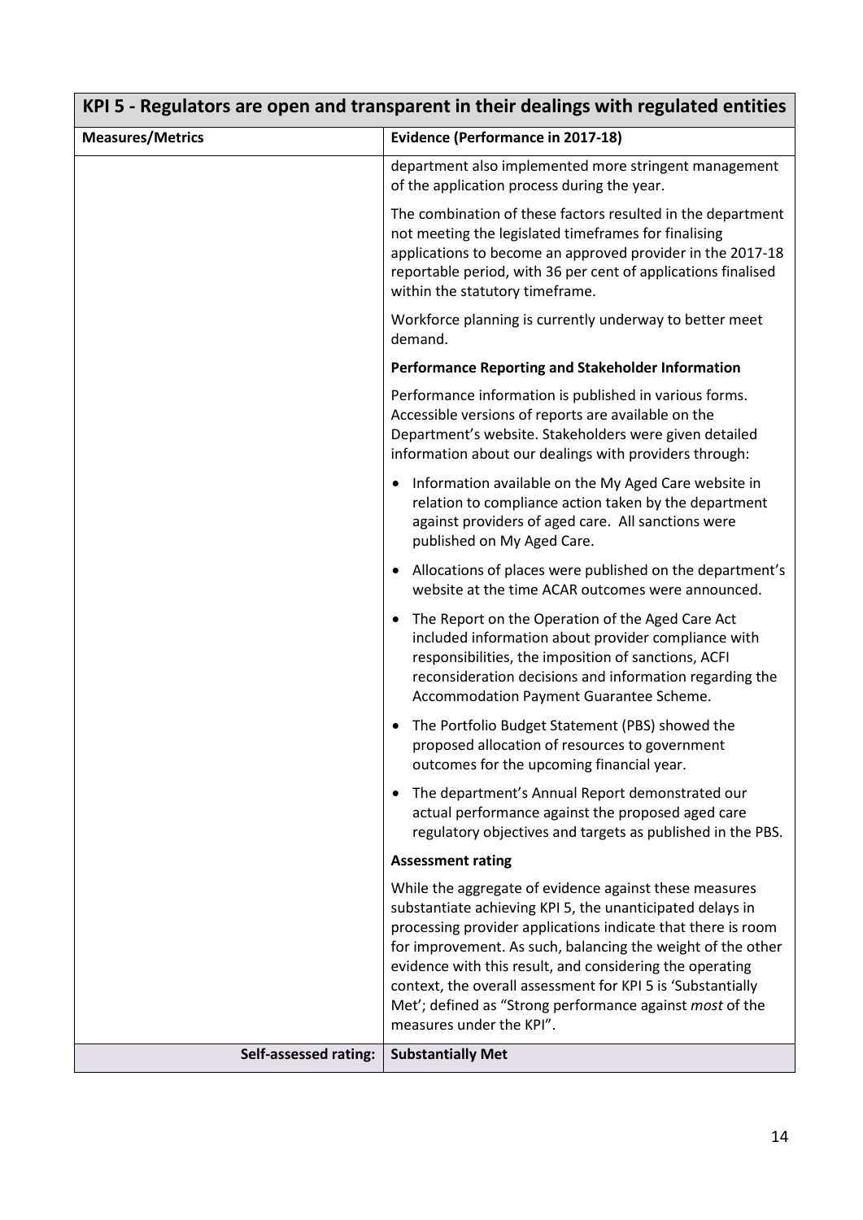| KPI 5 - Regulators are open and transparent in their dealings with regulated entities | |
|---|---|
| **Measures/Metrics** | **Evidence (Performance in 2017-18)** |
| | department also implemented more stringent management of the application process during the year.<br><br>The combination of these factors resulted in the department not meeting the legislated timeframes for finalising applications to become an approved provider in the 2017-18 reportable period, with 36 per cent of applications finalised within the statutory timeframe.<br><br>Workforce planning is currently underway to better meet demand.<br><br>**Performance Reporting and Stakeholder Information**<br><br>Performance information is published in various forms. Accessible versions of reports are available on the Department's website. Stakeholders were given detailed information about our dealings with providers through:<br><br>• Information available on the My Aged Care website in relation to compliance action taken by the department against providers of aged care. All sanctions were published on My Aged Care.<br><br>• Allocations of places were published on the department's website at the time ACAR outcomes were announced.<br><br>• The Report on the Operation of the Aged Care Act included information about provider compliance with responsibilities, the imposition of sanctions, ACFI reconsideration decisions and information regarding the Accommodation Payment Guarantee Scheme.<br><br>• The Portfolio Budget Statement (PBS) showed the proposed allocation of resources to government outcomes for the upcoming financial year.<br><br>• The department's Annual Report demonstrated our actual performance against the proposed aged care regulatory objectives and targets as published in the PBS.<br><br>**Assessment rating**<br><br>While the aggregate of evidence against these measures substantiate achieving KPI 5, the unanticipated delays in processing provider applications indicate that there is room for improvement. As such, balancing the weight of the other evidence with this result, and considering the operating context, the overall assessment for KPI 5 is 'Substantially Met'; defined as "Strong performance against *most* of the measures under the KPI". |
| **Self-assessed rating:** | **Substantially Met** |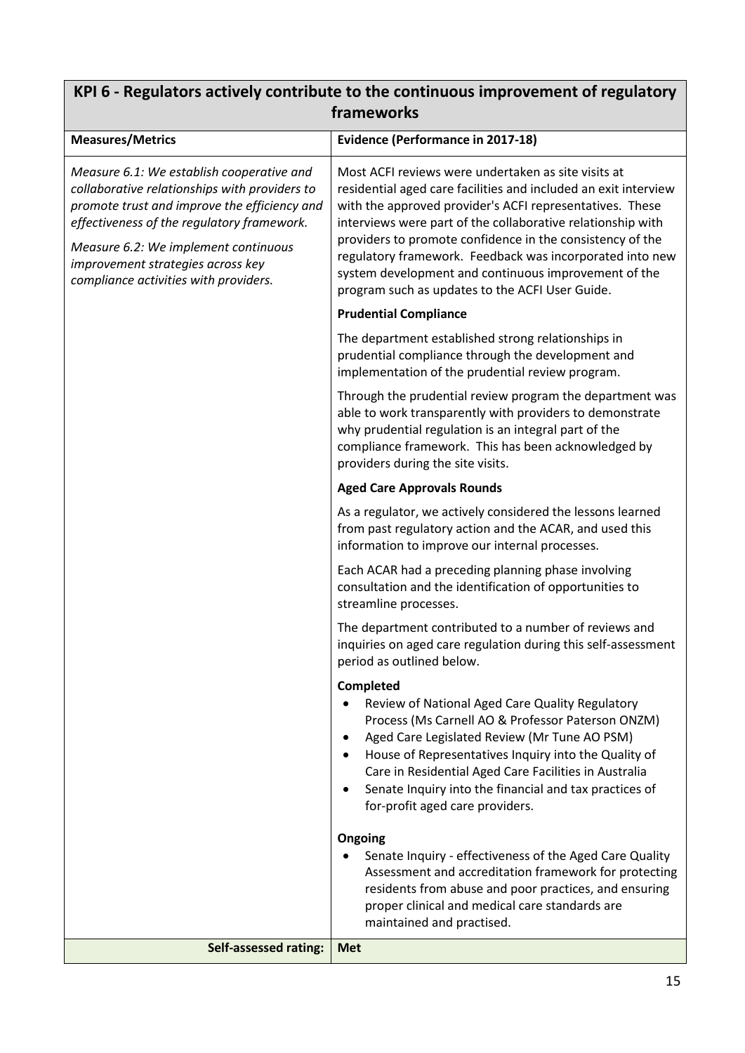## KPI 6 - Regulators actively contribute to the continuous improvement of regulatory frameworks

| Measures/Metrics | Evidence (Performance in 2017-18) |
|---|---|
| *Measure 6.1: We establish cooperative and collaborative relationships with providers to promote trust and improve the efficiency and effectiveness of the regulatory framework.*<br><br>*Measure 6.2: We implement continuous improvement strategies across key compliance activities with providers.* | Most ACFI reviews were undertaken as site visits at residential aged care facilities and included an exit interview with the approved provider's ACFI representatives. These interviews were part of the collaborative relationship with providers to promote confidence in the consistency of the regulatory framework. Feedback was incorporated into new system development and continuous improvement of the program such as updates to the ACFI User Guide.<br><br>**Prudential Compliance**<br><br>The department established strong relationships in prudential compliance through the development and implementation of the prudential review program.<br><br>Through the prudential review program the department was able to work transparently with providers to demonstrate why prudential regulation is an integral part of the compliance framework. This has been acknowledged by providers during the site visits.<br><br>**Aged Care Approvals Rounds**<br><br>As a regulator, we actively considered the lessons learned from past regulatory action and the ACAR, and used this information to improve our internal processes.<br><br>Each ACAR had a preceding planning phase involving consultation and the identification of opportunities to streamline processes.<br><br>The department contributed to a number of reviews and inquiries on aged care regulation during this self-assessment period as outlined below.<br><br>**Completed**<br>• Review of National Aged Care Quality Regulatory Process (Ms Carnell AO & Professor Paterson ONZM)<br>• Aged Care Legislated Review (Mr Tune AO PSM)<br>• House of Representatives Inquiry into the Quality of Care in Residential Aged Care Facilities in Australia<br>• Senate Inquiry into the financial and tax practices of for-profit aged care providers.<br><br>**Ongoing**<br>• Senate Inquiry - effectiveness of the Aged Care Quality Assessment and accreditation framework for protecting residents from abuse and poor practices, and ensuring proper clinical and medical care standards are maintained and practised. |
| **Self-assessed rating:** | **Met** |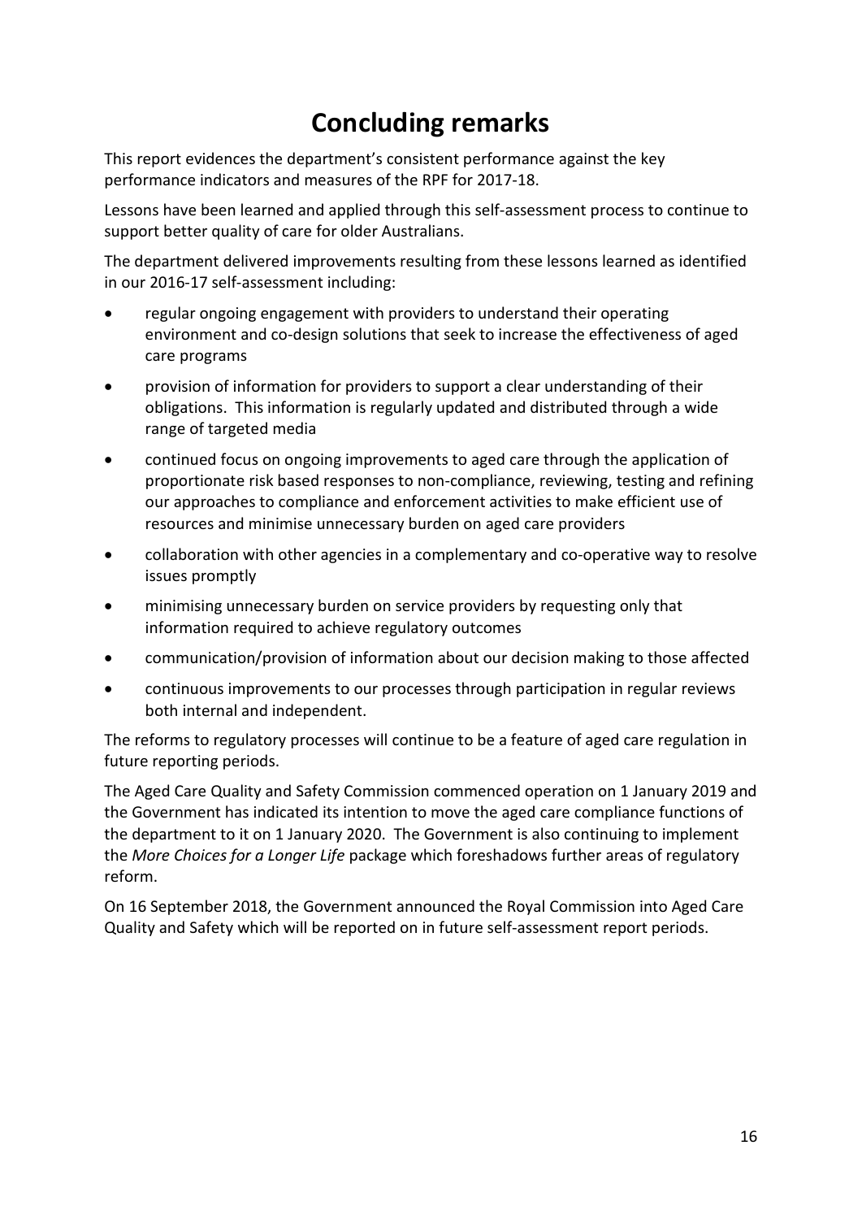# Concluding remarks

This report evidences the department's consistent performance against the key performance indicators and measures of the RPF for 2017-18.

Lessons have been learned and applied through this self-assessment process to continue to support better quality of care for older Australians.

The department delivered improvements resulting from these lessons learned as identified in our 2016-17 self-assessment including:

- regular ongoing engagement with providers to understand their operating environment and co-design solutions that seek to increase the effectiveness of aged care programs
- provision of information for providers to support a clear understanding of their obligations. This information is regularly updated and distributed through a wide range of targeted media
- continued focus on ongoing improvements to aged care through the application of proportionate risk based responses to non-compliance, reviewing, testing and refining our approaches to compliance and enforcement activities to make efficient use of resources and minimise unnecessary burden on aged care providers
- collaboration with other agencies in a complementary and co-operative way to resolve issues promptly
- minimising unnecessary burden on service providers by requesting only that information required to achieve regulatory outcomes
- communication/provision of information about our decision making to those affected
- continuous improvements to our processes through participation in regular reviews both internal and independent.

The reforms to regulatory processes will continue to be a feature of aged care regulation in future reporting periods.

The Aged Care Quality and Safety Commission commenced operation on 1 January 2019 and the Government has indicated its intention to move the aged care compliance functions of the department to it on 1 January 2020. The Government is also continuing to implement the *More Choices for a Longer Life* package which foreshadows further areas of regulatory reform.

On 16 September 2018, the Government announced the Royal Commission into Aged Care Quality and Safety which will be reported on in future self-assessment report periods.